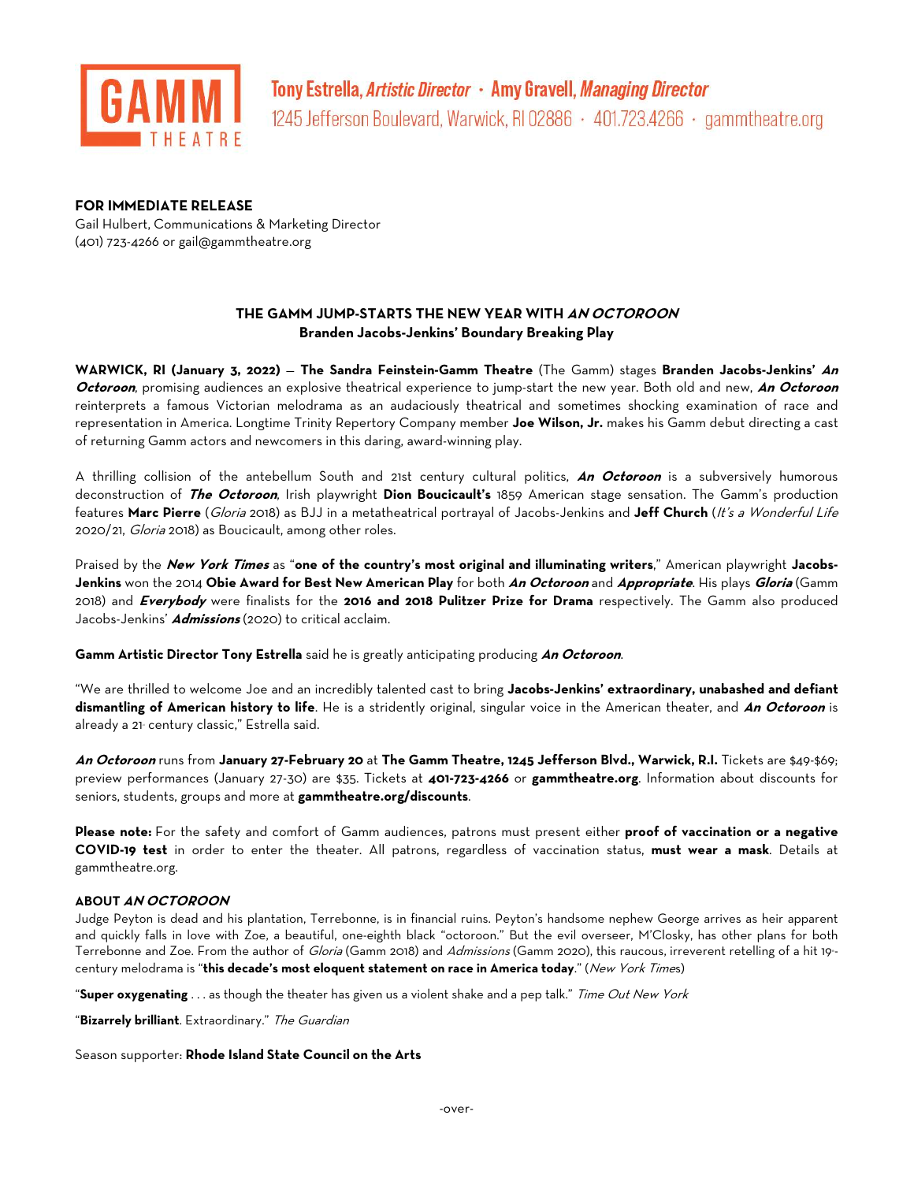GAMM THEATRE

Tony Estrella, *Artistic Director* · Amy Gravell, *Managing Director*
1245 Jefferson Boulevard, Warwick, RI 02886 · 401.723.4266 · gammtheatre.org

**FOR IMMEDIATE RELEASE**
Gail Hulbert, Communications & Marketing Director
(401) 723-4266 or gail@gammtheatre.org

**THE GAMM JUMP-STARTS THE NEW YEAR WITH *AN OCTOROON***
**Branden Jacobs-Jenkins' Boundary Breaking Play**

**WARWICK, RI (January 3, 2022)** — **The Sandra Feinstein-Gamm Theatre** (The Gamm) stages **Branden Jacobs-Jenkins' *An Octoroon***, promising audiences an explosive theatrical experience to jump-start the new year. Both old and new, ***An Octoroon*** reinterprets a famous Victorian melodrama as an audaciously theatrical and sometimes shocking examination of race and representation in America. Longtime Trinity Repertory Company member **Joe Wilson, Jr.** makes his Gamm debut directing a cast of returning Gamm actors and newcomers in this daring, award-winning play.

A thrilling collision of the antebellum South and 21st century cultural politics, ***An Octoroon*** is a subversively humorous deconstruction of ***The Octoroon***, Irish playwright **Dion Boucicault's** 1859 American stage sensation. The Gamm's production features **Marc Pierre** (*Gloria* 2018) as BJJ in a metatheatrical portrayal of Jacobs-Jenkins and **Jeff Church** (*It's a Wonderful Life* 2020/21, *Gloria* 2018) as Boucicault, among other roles.

Praised by the ***New York Times*** as "**one of the country's most original and illuminating writers**," American playwright **Jacobs-Jenkins** won the 2014 **Obie Award for Best New American Play** for both ***An Octoroon*** and ***Appropriate***. His plays ***Gloria*** (Gamm 2018) and ***Everybody*** were finalists for the **2016 and 2018 Pulitzer Prize for Drama** respectively. The Gamm also produced Jacobs-Jenkins' ***Admissions*** (2020) to critical acclaim.

**Gamm Artistic Director Tony Estrella** said he is greatly anticipating producing ***An Octoroon***.

"We are thrilled to welcome Joe and an incredibly talented cast to bring **Jacobs-Jenkins' extraordinary, unabashed and defiant dismantling of American history to life**. He is a stridently original, singular voice in the American theater, and ***An Octoroon*** is already a 21st century classic," Estrella said.

***An Octoroon*** runs from **January 27-February 20** at **The Gamm Theatre, 1245 Jefferson Blvd., Warwick, R.I.** Tickets are $49-$69; preview performances (January 27-30) are $35. Tickets at **401-723-4266** or **gammtheatre.org**. Information about discounts for seniors, students, groups and more at **gammtheatre.org/discounts**.

**Please note:** For the safety and comfort of Gamm audiences, patrons must present either **proof of vaccination or a negative COVID-19 test** in order to enter the theater. All patrons, regardless of vaccination status, **must wear a mask**. Details at gammtheatre.org.

**ABOUT *AN OCTOROON***
Judge Peyton is dead and his plantation, Terrebonne, is in financial ruins. Peyton's handsome nephew George arrives as heir apparent and quickly falls in love with Zoe, a beautiful, one-eighth black "octoroon." But the evil overseer, M'Closky, has other plans for both Terrebonne and Zoe. From the author of *Gloria* (Gamm 2018) and *Admissions* (Gamm 2020), this raucous, irreverent retelling of a hit 19th-century melodrama is "**this decade's most eloquent statement on race in America today**." (*New York Times*)

"**Super oxygenating** . . . as though the theater has given us a violent shake and a pep talk." *Time Out New York*

"**Bizarrely brilliant**. Extraordinary." *The Guardian*

Season supporter: **Rhode Island State Council on the Arts**

-over-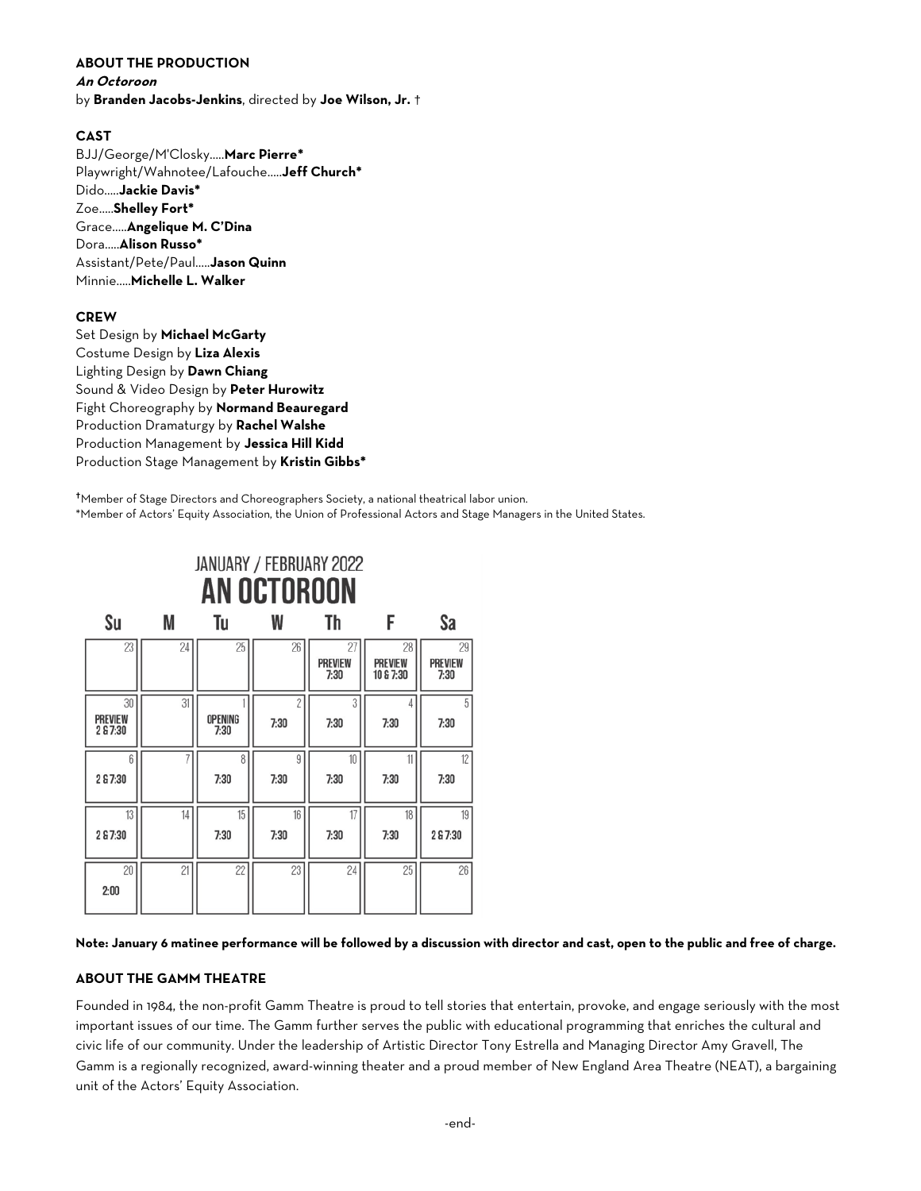**ABOUT THE PRODUCTION**

***An Octoroon***

by **Branden Jacobs-Jenkins**, directed by **Joe Wilson, Jr.** †

**CAST**

BJJ/George/M'Closky.....**Marc Pierre***
Playwright/Wahnotee/Lafouche.....**Jeff Church***
Dido.....**Jackie Davis***
Zoe.....**Shelley Fort***
Grace.....**Angelique M. C'Dina**
Dora.....**Alison Russo***
Assistant/Pete/Paul.....**Jason Quinn**
Minnie.....**Michelle L. Walker**

**CREW**

Set Design by **Michael McGarty**
Costume Design by **Liza Alexis**
Lighting Design by **Dawn Chiang**
Sound & Video Design by **Peter Hurowitz**
Fight Choreography by **Normand Beauregard**
Production Dramaturgy by **Rachel Walshe**
Production Management by **Jessica Hill Kidd**
Production Stage Management by **Kristin Gibbs***

†Member of Stage Directors and Choreographers Society, a national theatrical labor union.
*Member of Actors' Equity Association, the Union of Professional Actors and Stage Managers in the United States.

JANUARY / FEBRUARY 2022

**AN OCTOROON**

| Su | M | Tu | W | Th | F | Sa |
|---|---|---|---|---|---|---|
| 23 | 24 | 25 | 26 | 27 PREVIEW 7:30 | 28 PREVIEW 10 & 7:30 | 29 PREVIEW 7:30 |
| 30 PREVIEW 2 & 7:30 | 31 | 1 OPENING 7:30 | 2 7:30 | 3 7:30 | 4 7:30 | 5 7:30 |
| 6 2 & 7:30 | 7 | 8 7:30 | 9 7:30 | 10 7:30 | 11 7:30 | 12 7:30 |
| 13 2 & 7:30 | 14 | 15 7:30 | 16 7:30 | 17 7:30 | 18 7:30 | 19 2 & 7:30 |
| 20 2:00 | 21 | 22 | 23 | 24 | 25 | 26 |

**Note: January 6 matinee performance will be followed by a discussion with director and cast, open to the public and free of charge.**

**ABOUT THE GAMM THEATRE**

Founded in 1984, the non-profit Gamm Theatre is proud to tell stories that entertain, provoke, and engage seriously with the most important issues of our time. The Gamm further serves the public with educational programming that enriches the cultural and civic life of our community. Under the leadership of Artistic Director Tony Estrella and Managing Director Amy Gravell, The Gamm is a regionally recognized, award-winning theater and a proud member of New England Area Theatre (NEAT), a bargaining unit of the Actors' Equity Association.

-end-